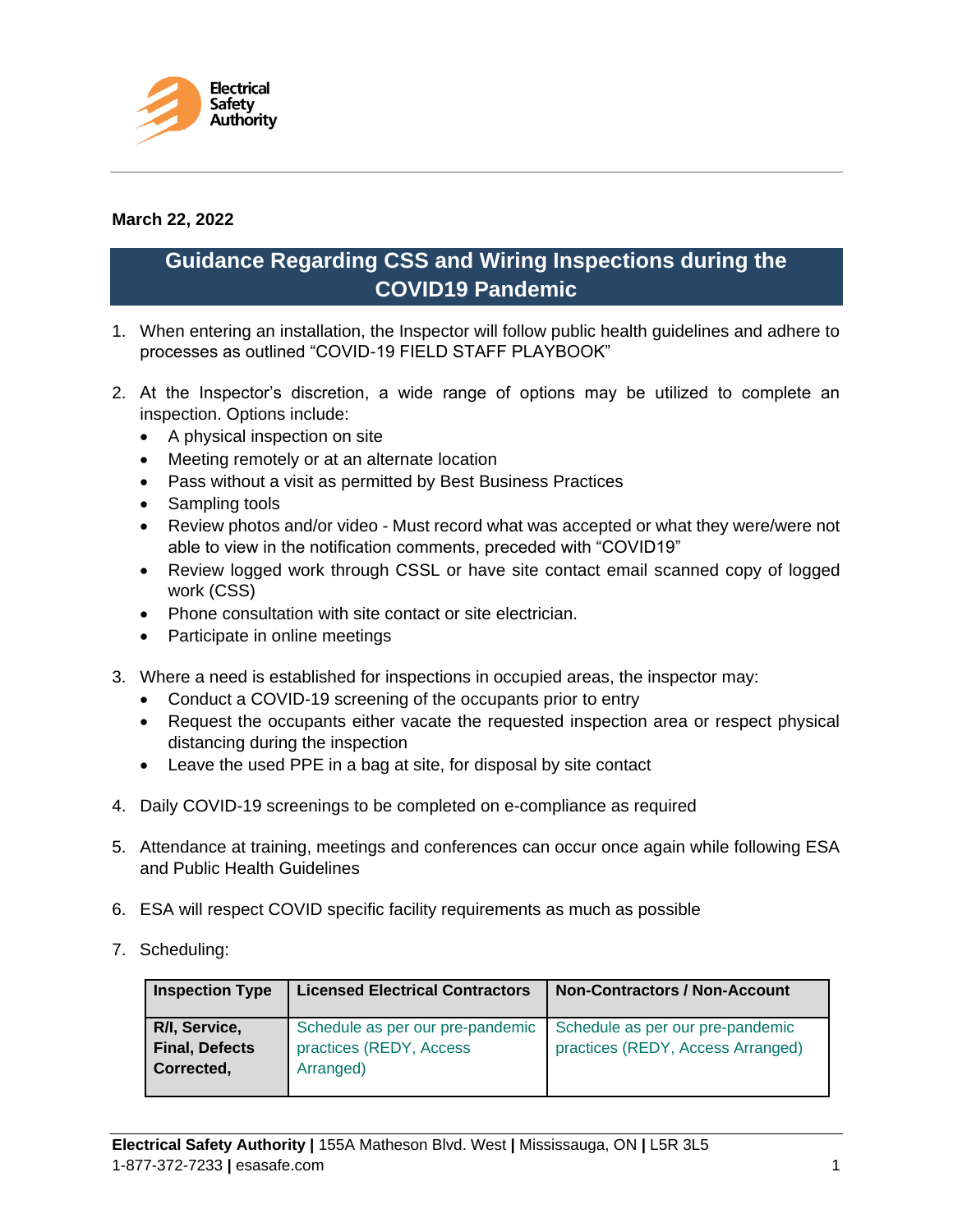**March 22, 2022**

# Guidance Regarding CSS and Wiring Inspections during the COVID19 Pandemic

1. When entering an installation, the Inspector will follow public health guidelines and adhere to processes as outlined "COVID-19 FIELD STAFF PLAYBOOK"

2. At the Inspector's discretion, a wide range of options may be utilized to complete an inspection. Options include:
   - A physical inspection on site
   - Meeting remotely or at an alternate location
   - Pass without a visit as permitted by Best Business Practices
   - Sampling tools
   - Review photos and/or video - Must record what was accepted or what they were/were not able to view in the notification comments, preceded with "COVID19"
   - Review logged work through CSSL or have site contact email scanned copy of logged work (CSS)
   - Phone consultation with site contact or site electrician.
   - Participate in online meetings

3. Where a need is established for inspections in occupied areas, the inspector may:
   - Conduct a COVID-19 screening of the occupants prior to entry
   - Request the occupants either vacate the requested inspection area or respect physical distancing during the inspection
   - Leave the used PPE in a bag at site, for disposal by site contact

4. Daily COVID-19 screenings to be completed on e-compliance as required

5. Attendance at training, meetings and conferences can occur once again while following ESA and Public Health Guidelines

6. ESA will respect COVID specific facility requirements as much as possible

7. Scheduling:

| Inspection Type | Licensed Electrical Contractors | Non-Contractors / Non-Account |
|---|---|---|
| **R/I, Service, Final, Defects Corrected,** | Schedule as per our pre-pandemic practices (REDY, Access Arranged) | Schedule as per our pre-pandemic practices (REDY, Access Arranged) |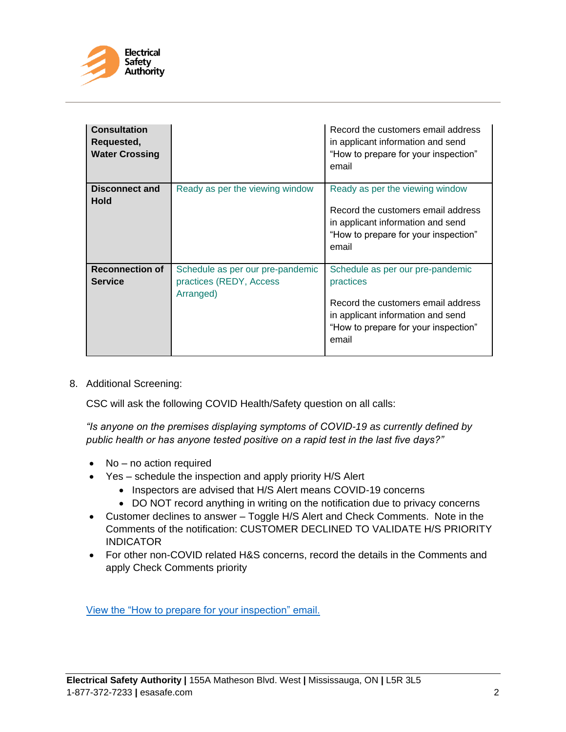| | | |
|---|---|---|
| **Consultation Requested, Water Crossing** | | Record the customers email address in applicant information and send "How to prepare for your inspection" email |
| **Disconnect and Hold** | Ready as per the viewing window | Ready as per the viewing window<br><br>Record the customers email address in applicant information and send "How to prepare for your inspection" email |
| **Reconnection of Service** | Schedule as per our pre-pandemic practices (REDY, Access Arranged) | Schedule as per our pre-pandemic practices<br><br>Record the customers email address in applicant information and send "How to prepare for your inspection" email |

8. Additional Screening:

   CSC will ask the following COVID Health/Safety question on all calls:

   *"Is anyone on the premises displaying symptoms of COVID-19 as currently defined by public health or has anyone tested positive on a rapid test in the last five days?"*

   - No – no action required
   - Yes – schedule the inspection and apply priority H/S Alert
     - Inspectors are advised that H/S Alert means COVID-19 concerns
     - DO NOT record anything in writing on the notification due to privacy concerns
   - Customer declines to answer – Toggle H/S Alert and Check Comments. Note in the Comments of the notification: CUSTOMER DECLINED TO VALIDATE H/S PRIORITY INDICATOR
   - For other non-COVID related H&S concerns, record the details in the Comments and apply Check Comments priority

   View the "How to prepare for your inspection" email.